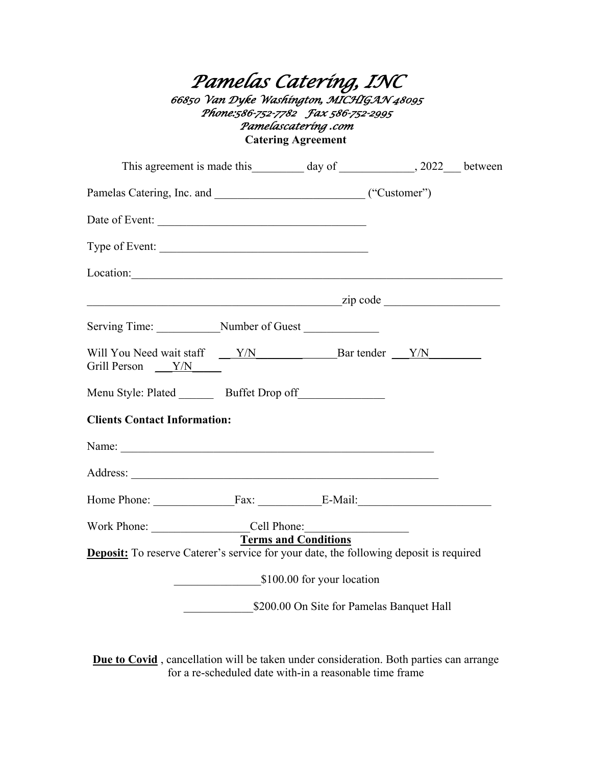# *Pamelas Catering, INC*

*66850 Van Dyke Washington, MICHIGAN 48095*
*Phone:586-752-7782 Fax 586-752-2995*
*Pamelascatering .com*

**Catering Agreement**

This agreement is made this_________ day of _____________, 2022___ between

Pamelas Catering, Inc. and _________________________ ("Customer")

Date of Event: ___________________________________

Type of Event: ___________________________________

Location:_______________________________________________________________

___________________________________________zip code ___________________

Serving Time: ___________Number of Guest _____________

Will You Need wait staff __Y/N______________Bar tender ___Y/N_________
Grill Person ___Y/N_____

Menu Style: Plated ______ Buffet Drop off_______________

**Clients Contact Information:**

Name: ____________________________________________________

Address: __________________________________________________

Home Phone: ______________Fax: ___________E-Mail:_______________________

Work Phone: _________________Cell Phone:__________________

**Terms and Conditions**

**Deposit:** To reserve Caterer's service for your date, the following deposit is required

_______________$100.00 for your location

____________$200.00 On Site for Pamelas Banquet Hall

**Due to Covid** , cancellation will be taken under consideration. Both parties can arrange for a re-scheduled date with-in a reasonable time frame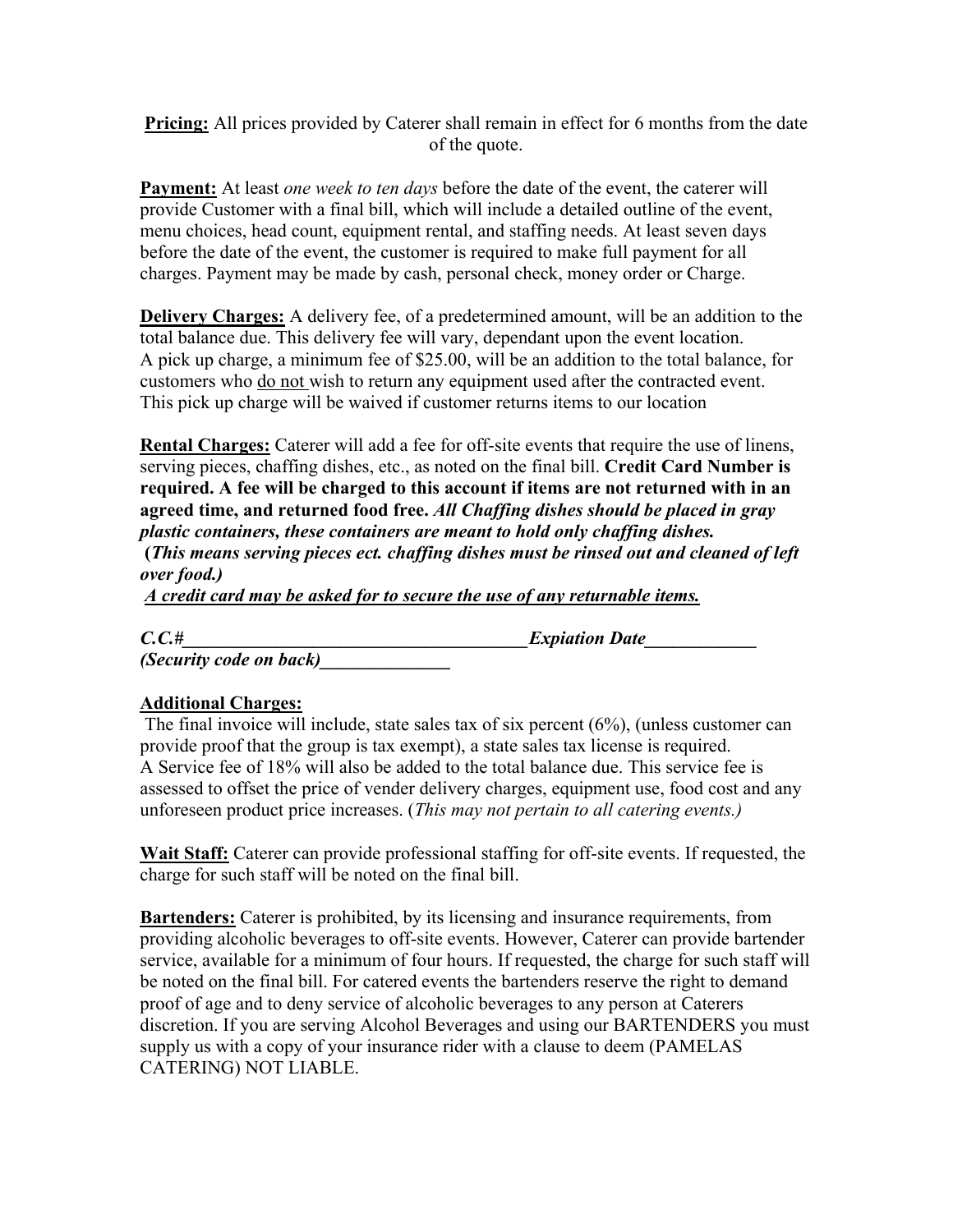**Pricing:** All prices provided by Caterer shall remain in effect for 6 months from the date of the quote.

**Payment:** At least *one week to ten days* before the date of the event, the caterer will provide Customer with a final bill, which will include a detailed outline of the event, menu choices, head count, equipment rental, and staffing needs. At least seven days before the date of the event, the customer is required to make full payment for all charges. Payment may be made by cash, personal check, money order or Charge.

**Delivery Charges:** A delivery fee, of a predetermined amount, will be an addition to the total balance due. This delivery fee will vary, dependant upon the event location. A pick up charge, a minimum fee of $25.00, will be an addition to the total balance, for customers who <u>do not</u> wish to return any equipment used after the contracted event. This pick up charge will be waived if customer returns items to our location

**Rental Charges:** Caterer will add a fee for off-site events that require the use of linens, serving pieces, chaffing dishes, etc., as noted on the final bill. **Credit Card Number is required. A fee will be charged to this account if items are not returned with in an agreed time, and returned food free.** ***All Chaffing dishes should be placed in gray plastic containers, these containers are meant to hold only chaffing dishes.***
**(*This means serving pieces ect. chaffing dishes must be rinsed out and cleaned of left over food.)***
***<u>A credit card may be asked for to secure the use of any returnable items.</u>***

***C.C.#_____________________________________Expiation Date____________***
***(Security code on back)______________***

**<u>Additional Charges:</u>**
The final invoice will include, state sales tax of six percent (6%), (unless customer can provide proof that the group is tax exempt), a state sales tax license is required. A Service fee of 18% will also be added to the total balance due. This service fee is assessed to offset the price of vender delivery charges, equipment use, food cost and any unforeseen product price increases. (*This may not pertain to all catering events.)*

**Wait Staff:** Caterer can provide professional staffing for off-site events. If requested, the charge for such staff will be noted on the final bill.

**Bartenders:** Caterer is prohibited, by its licensing and insurance requirements, from providing alcoholic beverages to off-site events. However, Caterer can provide bartender service, available for a minimum of four hours. If requested, the charge for such staff will be noted on the final bill. For catered events the bartenders reserve the right to demand proof of age and to deny service of alcoholic beverages to any person at Caterers discretion. If you are serving Alcohol Beverages and using our BARTENDERS you must supply us with a copy of your insurance rider with a clause to deem (PAMELAS CATERING) NOT LIABLE.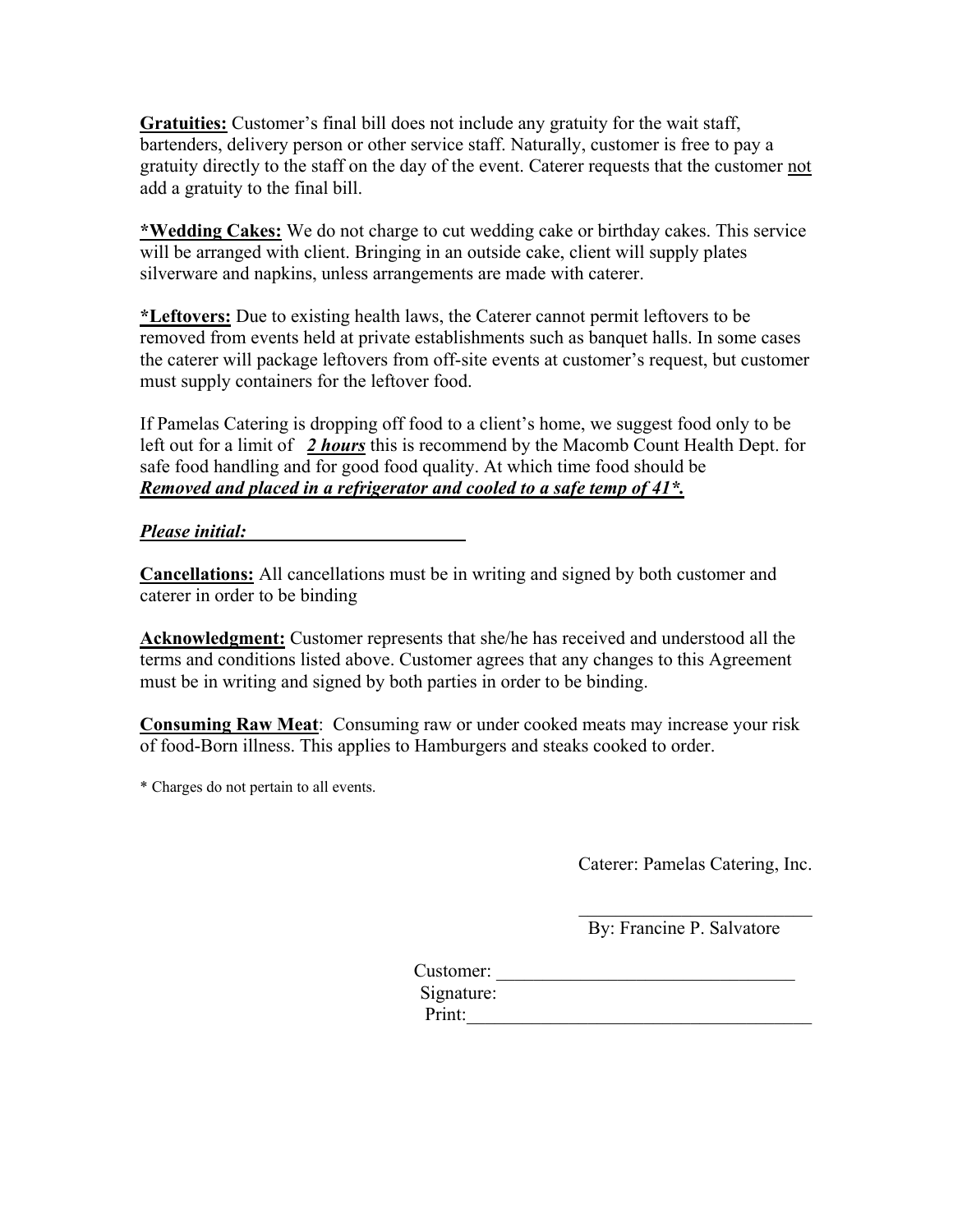**Gratuities:** Customer's final bill does not include any gratuity for the wait staff, bartenders, delivery person or other service staff. Naturally, customer is free to pay a gratuity directly to the staff on the day of the event. Caterer requests that the customer not add a gratuity to the final bill.

***Wedding Cakes:** We do not charge to cut wedding cake or birthday cakes. This service will be arranged with client. Bringing in an outside cake, client will supply plates silverware and napkins, unless arrangements are made with caterer.

***Leftovers:** Due to existing health laws, the Caterer cannot permit leftovers to be removed from events held at private establishments such as banquet halls. In some cases the caterer will package leftovers from off-site events at customer's request, but customer must supply containers for the leftover food.

If Pamelas Catering is dropping off food to a client's home, we suggest food only to be left out for a limit of ***2 hours*** this is recommend by the Macomb Count Health Dept. for safe food handling and for good food quality. At which time food should be ***Removed and placed in a refrigerator and cooled to a safe temp of 41*.***

***Please initial:*** ________________________

**Cancellations:** All cancellations must be in writing and signed by both customer and caterer in order to be binding

**Acknowledgment:** Customer represents that she/he has received and understood all the terms and conditions listed above. Customer agrees that any changes to this Agreement must be in writing and signed by both parties in order to be binding.

**Consuming Raw Meat**: Consuming raw or under cooked meats may increase your risk of food-Born illness. This applies to Hamburgers and steaks cooked to order.

* Charges do not pertain to all events.

Caterer: Pamelas Catering, Inc.

____________________________
By: Francine P. Salvatore

Customer: ________________________________
Signature:
Print:_____________________________________